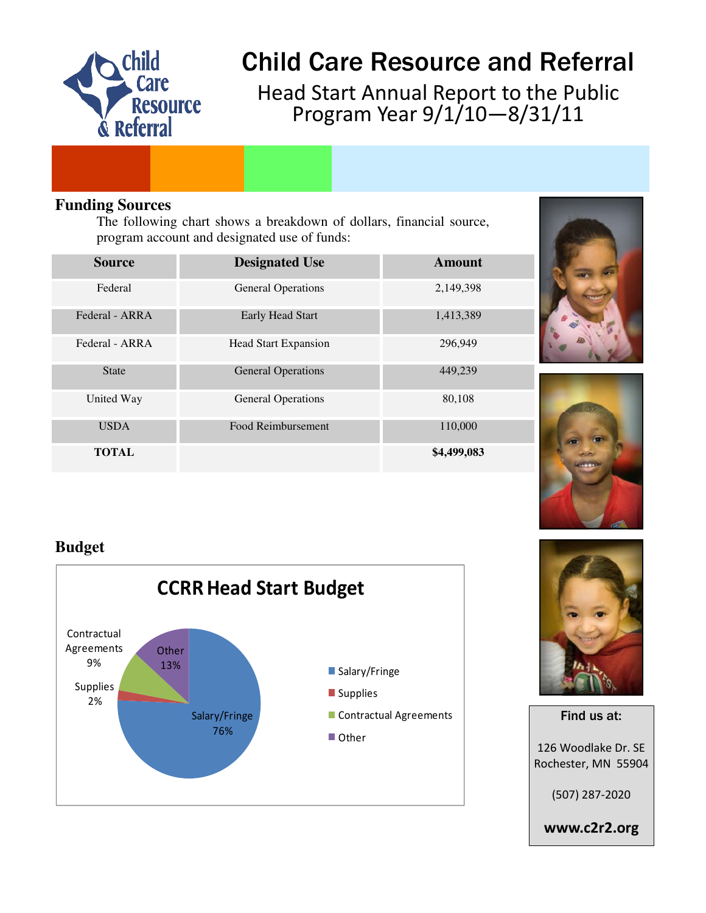# Child Care Resource and Referral

## Head Start Annual Report to the Public
## Program Year 9/1/10—8/31/11

### Funding Sources

The following chart shows a breakdown of dollars, financial source, program account and designated use of funds:

| Source | Designated Use | Amount |
|---|---|---|
| Federal | General Operations | 2,149,398 |
| Federal - ARRA | Early Head Start | 1,413,389 |
| Federal - ARRA | Head Start Expansion | 296,949 |
| State | General Operations | 449,239 |
| United Way | General Operations | 80,108 |
| USDA | Food Reimbursement | 110,000 |
| **TOTAL** | | **$4,499,083** |

### Budget

**CCRR Head Start Budget**

- Salary/Fringe 76%
- Supplies 2%
- Contractual Agreements 9%
- Other 13%

**Find us at:**

126 Woodlake Dr. SE
Rochester, MN 55904

(507) 287-2020

**www.c2r2.org**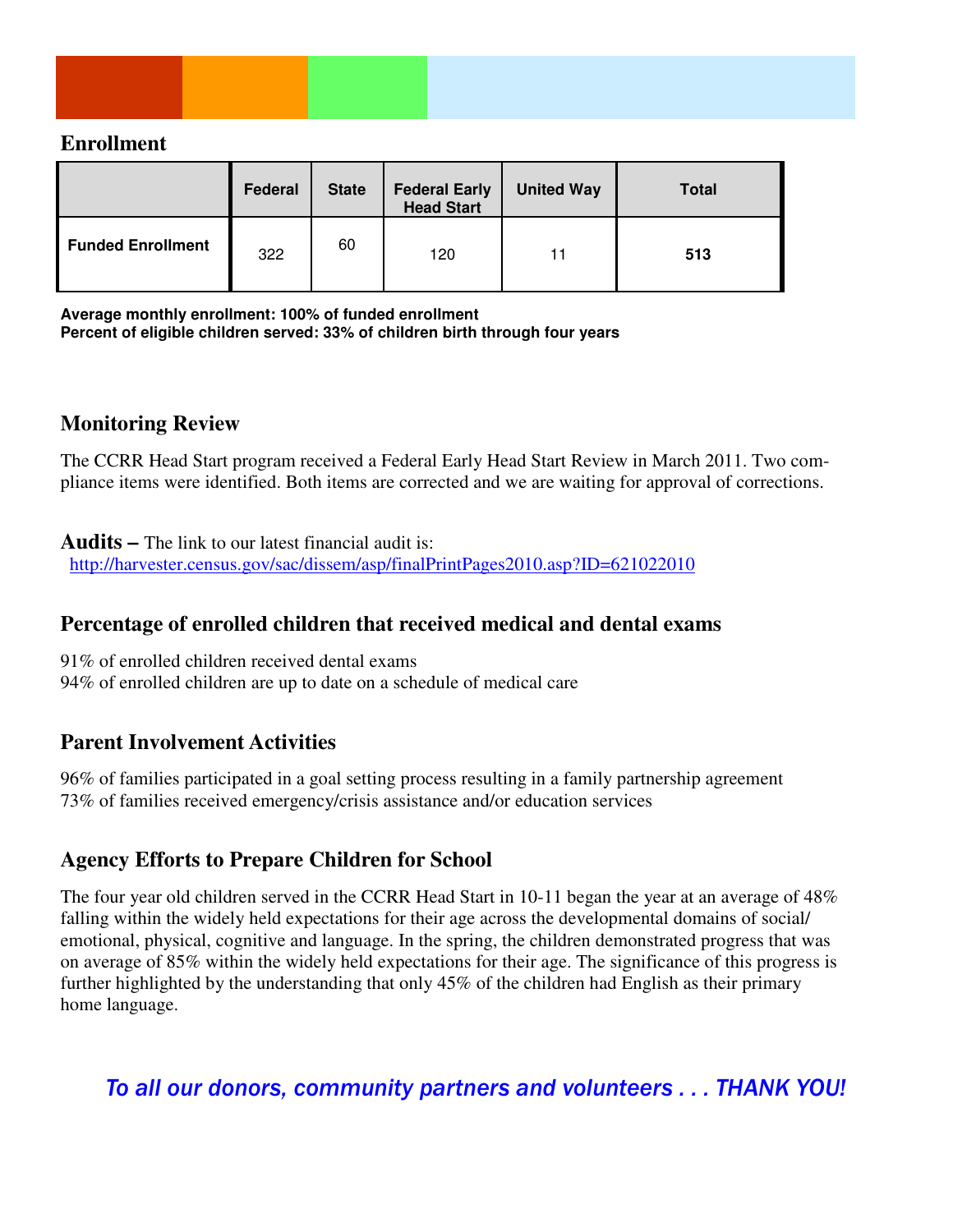## Enrollment

| | Federal | State | Federal Early Head Start | United Way | Total |
|---|---|---|---|---|---|
| **Funded Enrollment** | 322 | 60 | 120 | 11 | **513** |

**Average monthly enrollment: 100% of funded enrollment**
**Percent of eligible children served: 33% of children birth through four years**

## Monitoring Review

The CCRR Head Start program received a Federal Early Head Start Review in March 2011. Two compliance items were identified. Both items are corrected and we are waiting for approval of corrections.

**Audits –** The link to our latest financial audit is:
http://harvester.census.gov/sac/dissem/asp/finalPrintPages2010.asp?ID=621022010

## Percentage of enrolled children that received medical and dental exams

91% of enrolled children received dental exams
94% of enrolled children are up to date on a schedule of medical care

## Parent Involvement Activities

96% of families participated in a goal setting process resulting in a family partnership agreement
73% of families received emergency/crisis assistance and/or education services

## Agency Efforts to Prepare Children for School

The four year old children served in the CCRR Head Start in 10-11 began the year at an average of 48% falling within the widely held expectations for their age across the developmental domains of social/emotional, physical, cognitive and language. In the spring, the children demonstrated progress that was on average of 85% within the widely held expectations for their age. The significance of this progress is further highlighted by the understanding that only 45% of the children had English as their primary home language.

*To all our donors, community partners and volunteers . . . THANK YOU!*